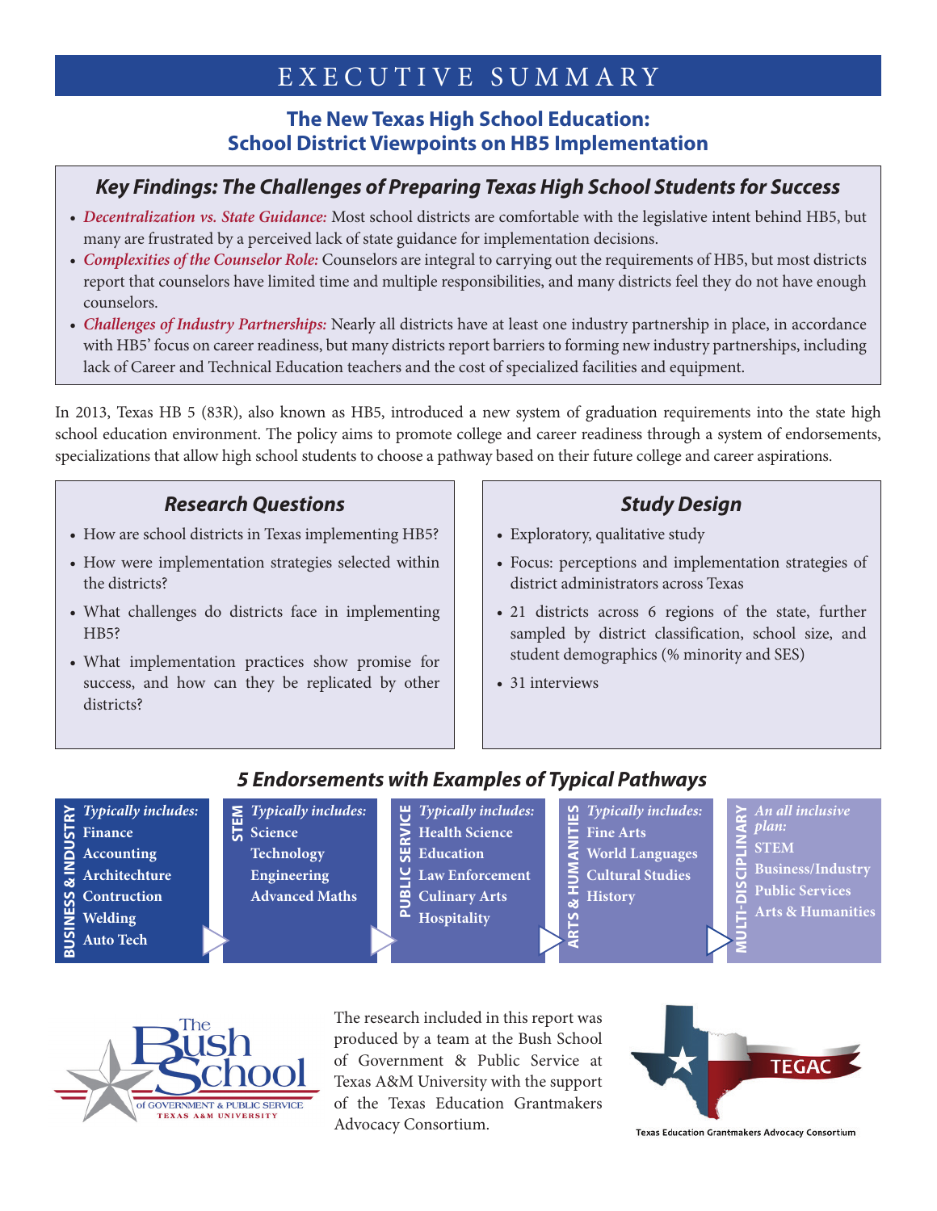# EXECUTIVE SUMMARY

## The New Texas High School Education: School District Viewpoints on HB5 Implementation

### *Key Findings: The Challenges of Preparing Texas High School Students for Success*

- *Decentralization vs. State Guidance:* Most school districts are comfortable with the legislative intent behind HB5, but many are frustrated by a perceived lack of state guidance for implementation decisions.
- *Complexities of the Counselor Role:* Counselors are integral to carrying out the requirements of HB5, but most districts report that counselors have limited time and multiple responsibilities, and many districts feel they do not have enough counselors.
- *Challenges of Industry Partnerships:* Nearly all districts have at least one industry partnership in place, in accordance with HB5' focus on career readiness, but many districts report barriers to forming new industry partnerships, including lack of Career and Technical Education teachers and the cost of specialized facilities and equipment.

In 2013, Texas HB 5 (83R), also known as HB5, introduced a new system of graduation requirements into the state high school education environment. The policy aims to promote college and career readiness through a system of endorsements, specializations that allow high school students to choose a pathway based on their future college and career aspirations.

### *Research Questions*

- How are school districts in Texas implementing HB5?
- How were implementation strategies selected within the districts?
- What challenges do districts face in implementing HB5?
- What implementation practices show promise for success, and how can they be replicated by other districts?

### *Study Design*

- Exploratory, qualitative study
- Focus: perceptions and implementation strategies of district administrators across Texas
- 21 districts across 6 regions of the state, further sampled by district classification, school size, and student demographics (% minority and SES)
- 31 interviews

### *5 Endorsements with Examples of Typical Pathways*

**BUSINESS & INDUSTRY**
*Typically includes:*
- Finance
- Accounting
- Architechture
- Contruction
- Welding
- Auto Tech

**STEM**
*Typically includes:*
- Science
- Technology
- Engineering
- Advanced Maths

**PUBLIC SERVICE**
*Typically includes:*
- Health Science
- Education
- Law Enforcement
- Culinary Arts
- Hospitality

**ARTS & HUMANITIES**
*Typically includes:*
- Fine Arts
- World Languages
- Cultural Studies
- History

**MULTI-DISCIPLINARY**
*An all inclusive plan:*
- STEM
- Business/Industry
- Public Services
- Arts & Humanities

The Bush School of Government & Public Service, Texas A&M University

The research included in this report was produced by a team at the Bush School of Government & Public Service at Texas A&M University with the support of the Texas Education Grantmakers Advocacy Consortium.

TEGAC — Texas Education Grantmakers Advocacy Consortium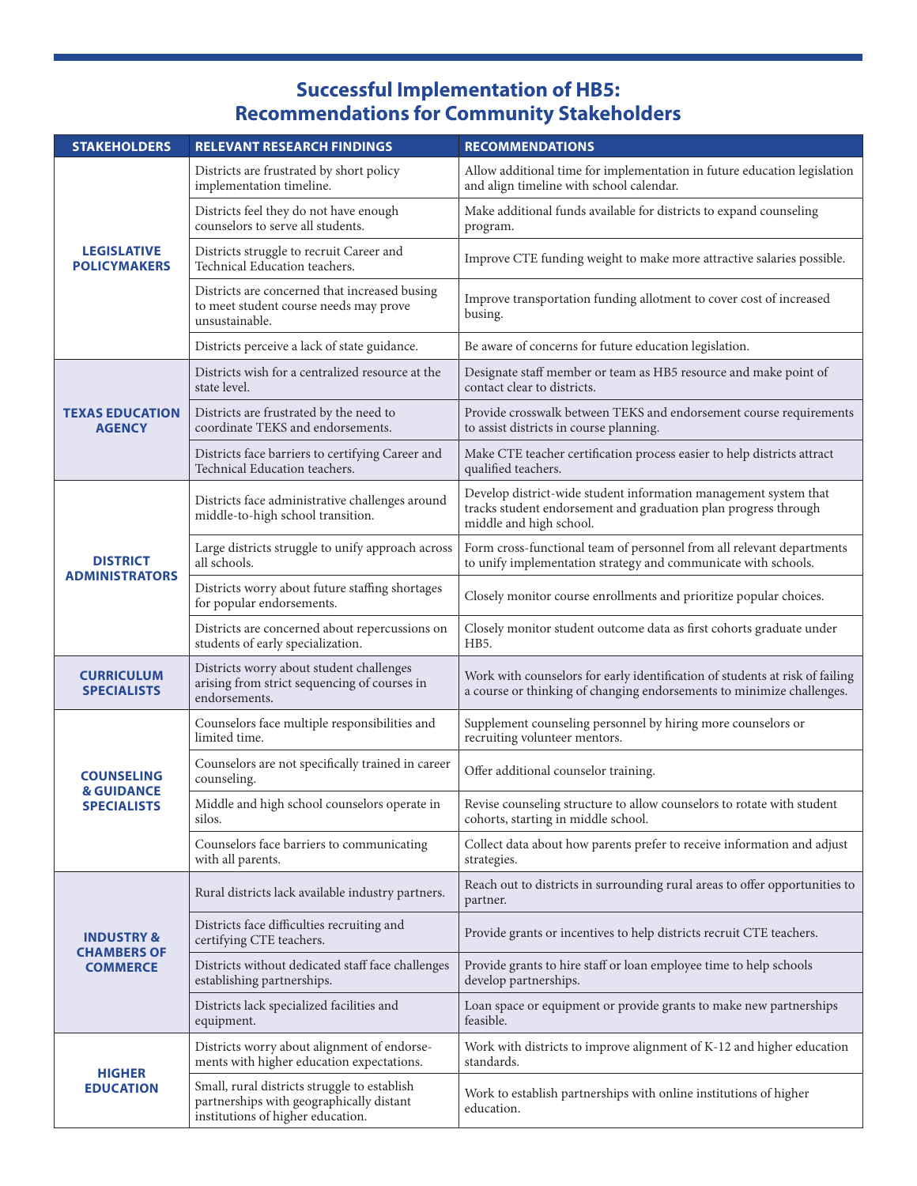# Successful Implementation of HB5: Recommendations for Community Stakeholders

| STAKEHOLDERS | RELEVANT RESEARCH FINDINGS | RECOMMENDATIONS |
|---|---|---|
| **LEGISLATIVE POLICYMAKERS** | Districts are frustrated by short policy implementation timeline. | Allow additional time for implementation in future education legislation and align timeline with school calendar. |
| | Districts feel they do not have enough counselors to serve all students. | Make additional funds available for districts to expand counseling program. |
| | Districts struggle to recruit Career and Technical Education teachers. | Improve CTE funding weight to make more attractive salaries possible. |
| | Districts are concerned that increased busing to meet student course needs may prove unsustainable. | Improve transportation funding allotment to cover cost of increased busing. |
| | Districts perceive a lack of state guidance. | Be aware of concerns for future education legislation. |
| **TEXAS EDUCATION AGENCY** | Districts wish for a centralized resource at the state level. | Designate staff member or team as HB5 resource and make point of contact clear to districts. |
| | Districts are frustrated by the need to coordinate TEKS and endorsements. | Provide crosswalk between TEKS and endorsement course requirements to assist districts in course planning. |
| | Districts face barriers to certifying Career and Technical Education teachers. | Make CTE teacher certification process easier to help districts attract qualified teachers. |
| **DISTRICT ADMINISTRATORS** | Districts face administrative challenges around middle-to-high school transition. | Develop district-wide student information management system that tracks student endorsement and graduation plan progress through middle and high school. |
| | Large districts struggle to unify approach across all schools. | Form cross-functional team of personnel from all relevant departments to unify implementation strategy and communicate with schools. |
| | Districts worry about future staffing shortages for popular endorsements. | Closely monitor course enrollments and prioritize popular choices. |
| | Districts are concerned about repercussions on students of early specialization. | Closely monitor student outcome data as first cohorts graduate under HB5. |
| **CURRICULUM SPECIALISTS** | Districts worry about student challenges arising from strict sequencing of courses in endorsements. | Work with counselors for early identification of students at risk of failing a course or thinking of changing endorsements to minimize challenges. |
| **COUNSELING & GUIDANCE SPECIALISTS** | Counselors face multiple responsibilities and limited time. | Supplement counseling personnel by hiring more counselors or recruiting volunteer mentors. |
| | Counselors are not specifically trained in career counseling. | Offer additional counselor training. |
| | Middle and high school counselors operate in silos. | Revise counseling structure to allow counselors to rotate with student cohorts, starting in middle school. |
| | Counselors face barriers to communicating with all parents. | Collect data about how parents prefer to receive information and adjust strategies. |
| **INDUSTRY & CHAMBERS OF COMMERCE** | Rural districts lack available industry partners. | Reach out to districts in surrounding rural areas to offer opportunities to partner. |
| | Districts face difficulties recruiting and certifying CTE teachers. | Provide grants or incentives to help districts recruit CTE teachers. |
| | Districts without dedicated staff face challenges establishing partnerships. | Provide grants to hire staff or loan employee time to help schools develop partnerships. |
| | Districts lack specialized facilities and equipment. | Loan space or equipment or provide grants to make new partnerships feasible. |
| **HIGHER EDUCATION** | Districts worry about alignment of endorsements with higher education expectations. | Work with districts to improve alignment of K-12 and higher education standards. |
| | Small, rural districts struggle to establish partnerships with geographically distant institutions of higher education. | Work to establish partnerships with online institutions of higher education. |